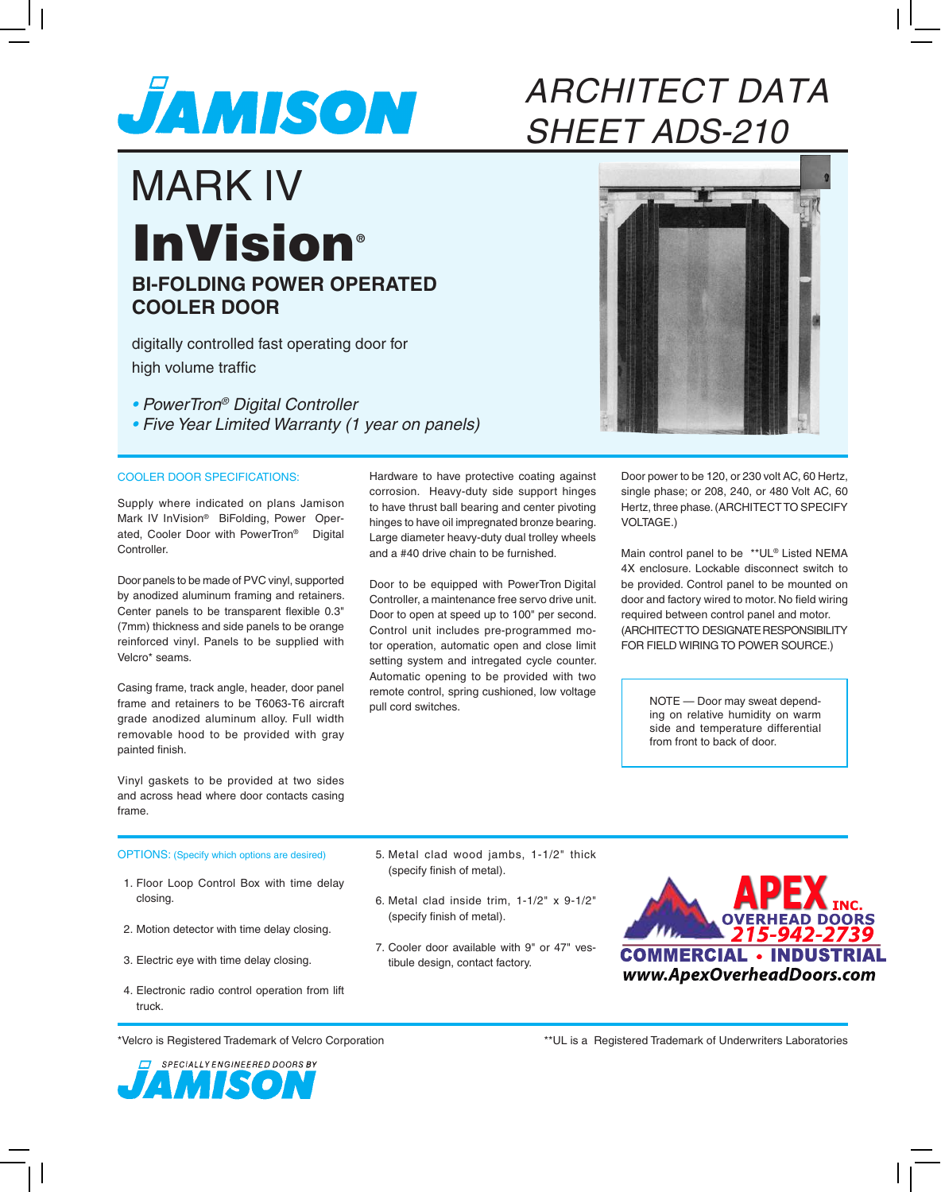JAMISON

# ARCHITECT DATA SHEET ADS-210

# MARK IV
# InVision®

## BI-FOLDING POWER OPERATED COOLER DOOR

digitally controlled fast operating door for high volume traffic

- *PowerTron® Digital Controller*
- *Five Year Limited Warranty (1 year on panels)*

### COOLER DOOR SPECIFICATIONS:

Supply where indicated on plans Jamison Mark IV InVision® BiFolding, Power Operated, Cooler Door with PowerTron® Digital Controller.

Door panels to be made of PVC vinyl, supported by anodized aluminum framing and retainers. Center panels to be transparent flexible 0.3" (7mm) thickness and side panels to be orange reinforced vinyl. Panels to be supplied with Velcro* seams.

Casing frame, track angle, header, door panel frame and retainers to be T6063-T6 aircraft grade anodized aluminum alloy. Full width removable hood to be provided with gray painted finish.

Vinyl gaskets to be provided at two sides and across head where door contacts casing frame.

Hardware to have protective coating against corrosion. Heavy-duty side support hinges to have thrust ball bearing and center pivoting hinges to have oil impregnated bronze bearing. Large diameter heavy-duty dual trolley wheels and a #40 drive chain to be furnished.

Door to be equipped with PowerTron Digital Controller, a maintenance free servo drive unit. Door to open at speed up to 100" per second. Control unit includes pre-programmed motor operation, automatic open and close limit setting system and intregated cycle counter. Automatic opening to be provided with two remote control, spring cushioned, low voltage pull cord switches.

Door power to be 120, or 230 volt AC, 60 Hertz, single phase; or 208, 240, or 480 Volt AC, 60 Hertz, three phase. (ARCHITECT TO SPECIFY VOLTAGE.)

Main control panel to be **UL® Listed NEMA 4X enclosure. Lockable disconnect switch to be provided. Control panel to be mounted on door and factory wired to motor. No field wiring required between control panel and motor. (ARCHITECT TO DESIGNATE RESPONSIBILITY FOR FIELD WIRING TO POWER SOURCE.)

NOTE — Door may sweat depending on relative humidity on warm side and temperature differential from front to back of door.

### OPTIONS: (Specify which options are desired)

1. Floor Loop Control Box with time delay closing.
2. Motion detector with time delay closing.
3. Electric eye with time delay closing.
4. Electronic radio control operation from lift truck.
5. Metal clad wood jambs, 1-1/2" thick (specify finish of metal).
6. Metal clad inside trim, 1-1/2" x 9-1/2" (specify finish of metal).
7. Cooler door available with 9" or 47" vestibule design, contact factory.

APEX INC.
OVERHEAD DOORS
215-942-2739
COMMERCIAL • INDUSTRIAL
www.ApexOverheadDoors.com

*Velcro is Registered Trademark of Velcro Corporation

**UL is a Registered Trademark of Underwriters Laboratories

SPECIALLY ENGINEERED DOORS BY JAMISON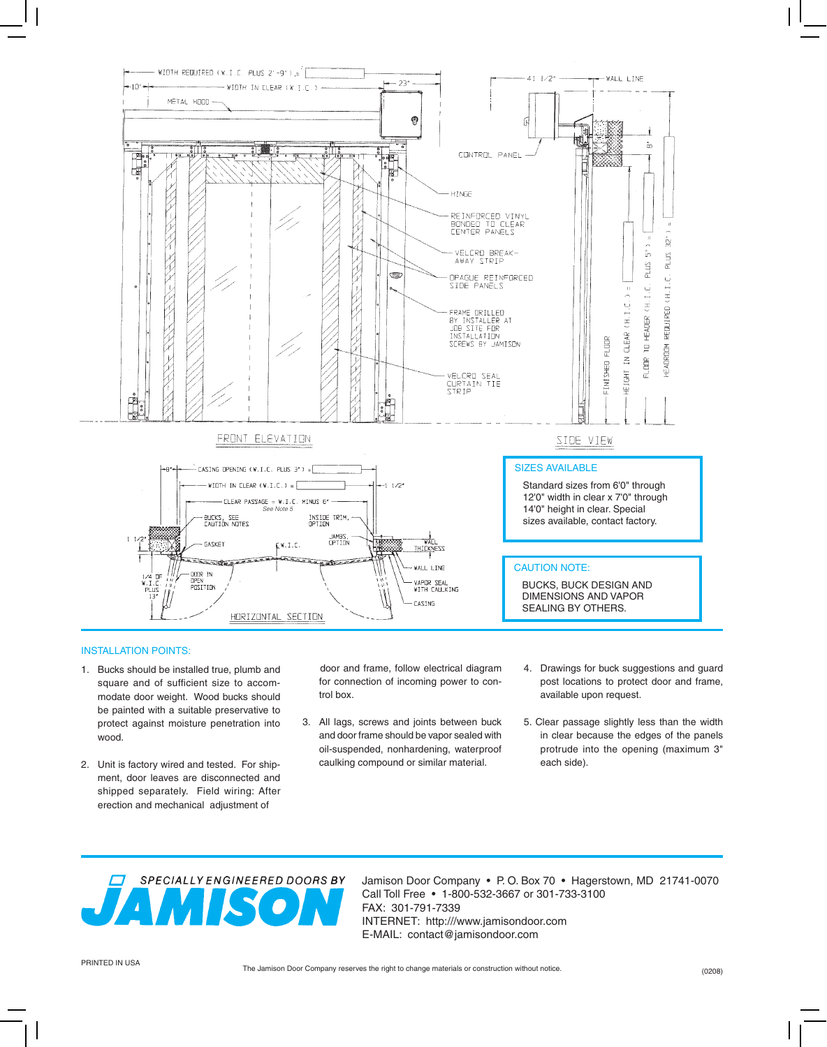FRONT ELEVATION

WIDTH REQUIRED (W.I.C. PLUS 2'-9") =

10"

WIDTH IN CLEAR (W.I.C.)

23"

METAL HOOD

CONTROL PANEL

HINGE

REINFORCED VINYL BONDED TO CLEAR CENTER PANELS

VELCRO BREAK-AWAY STRIP

OPAQUE REINFORCED SIDE PANELS

FRAME DRILLED BY INSTALLER AT JOB SITE FOR INSTALLATION SCREWS BY JAMISON

VELCRO SEAL CURTAIN TIE STRIP

SIDE VIEW

41 1/2"

WALL LINE

8"

FINISHED FLOOR

HEIGHT IN CLEAR (H.I.C.) =

FLOOR TO HEADER (H.I.C. PLUS 5") =

HEADROOM REQUIRED (H.I.C. PLUS 32") =

HORIZONTAL SECTION

8"

CASING OPENING (W.I.C. PLUS 3") =

WIDTH IN CLEAR (W.I.C.) =

1 1/2"

CLEAR PASSAGE = W.I.C. MINUS 6"

*See Note 5*

BUCKS, SEE CAUTION NOTES

INSIDE TRIM, OPTION

JAMBS, OPTION

1 1/2"

GASKET

℄ W.I.C.

WALL THICKNESS

WALL LINE

1/4 OF W.I.C. PLUS 13"

DOOR IN OPEN POSITION

VAPOR SEAL WITH CAULKING

CASING

## SIZES AVAILABLE

Standard sizes from 6'0" through 12'0" width in clear x 7'0" through 14'0" height in clear. Special sizes available, contact factory.

## CAUTION NOTE:

BUCKS, BUCK DESIGN AND DIMENSIONS AND VAPOR SEALING BY OTHERS.

## INSTALLATION POINTS:

1. Bucks should be installed true, plumb and square and of sufficient size to accommodate door weight. Wood bucks should be painted with a suitable preservative to protect against moisture penetration into wood.

2. Unit is factory wired and tested. For shipment, door leaves are disconnected and shipped separately. Field wiring: After erection and mechanical adjustment of door and frame, follow electrical diagram for connection of incoming power to control box.

3. All lags, screws and joints between buck and door frame should be vapor sealed with oil-suspended, nonhardening, waterproof caulking compound or similar material.

4. Drawings for buck suggestions and guard post locations to protect door and frame, available upon request.

5. Clear passage slightly less than the width in clear because the edges of the panels protrude into the opening (maximum 3" each side).

SPECIALLY ENGINEERED DOORS BY JAMISON

Jamison Door Company • P. O. Box 70 • Hagerstown, MD 21741-0070
Call Toll Free • 1-800-532-3667 or 301-733-3100
FAX: 301-791-7339
INTERNET: http:///www.jamisondoor.com
E-MAIL: contact@jamisondoor.com

PRINTED IN USA

The Jamison Door Company reserves the right to change materials or construction without notice.

(0208)